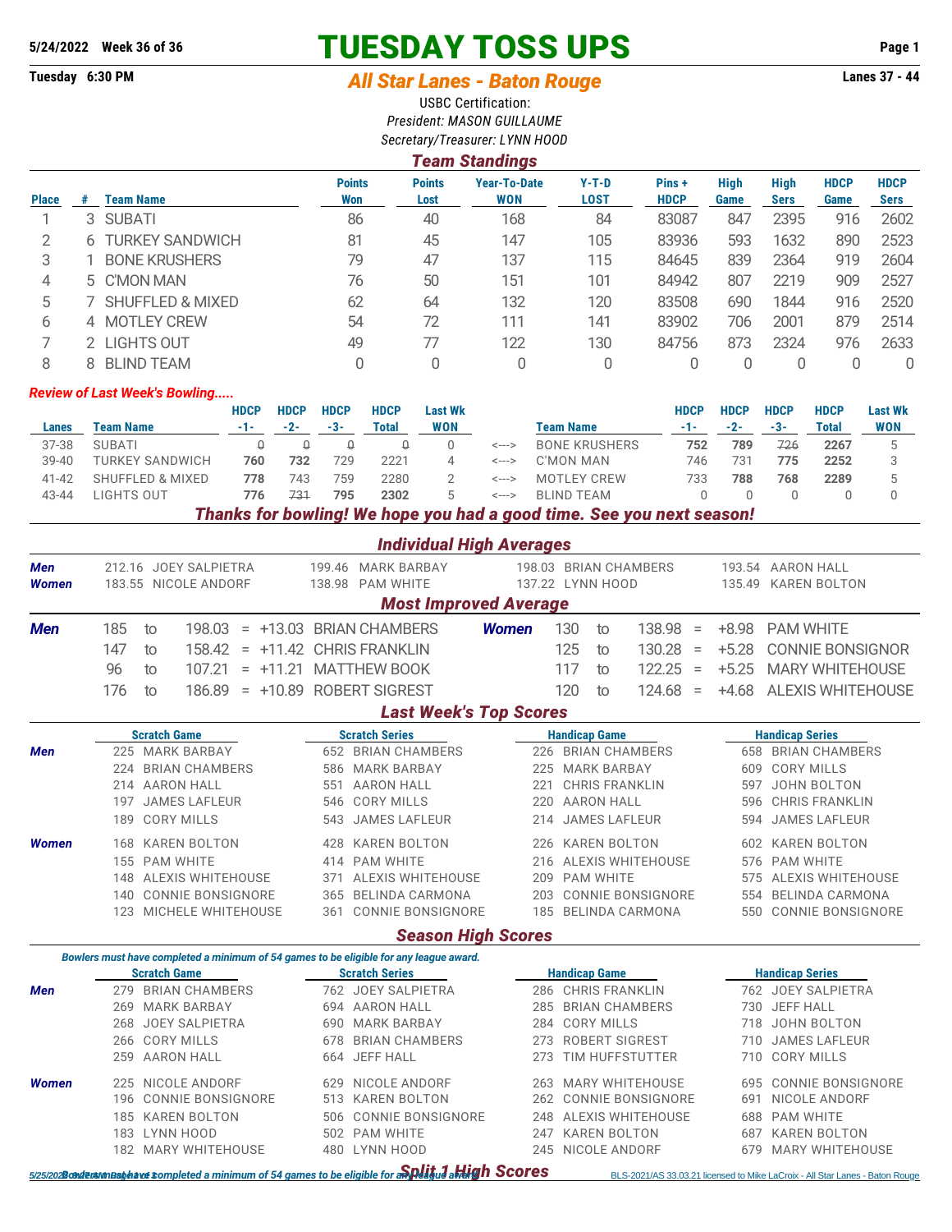5/24/2022 Week 36 of 36

# TUESDAY TOSS UPS

Tuesday 6:30 PM

## *All Star Lanes - Baton Rouge*

Lanes 37 - 44

USBC Certification:
*President: MASON GUILLAUME*
*Secretary/Treasurer: LYNN HOOD*

### *Team Standings*

| Place | # | Team Name | Points Won | Points Lost | Year-To-Date WON | Y-T-D LOST | Pins + HDCP | High Game | High Sers | HDCP Game | HDCP Sers |
|---|---|---|---|---|---|---|---|---|---|---|---|
| 1 | 3 | SUBATI | 86 | 40 | 168 | 84 | 83087 | 847 | 2395 | 916 | 2602 |
| 2 | 6 | TURKEY SANDWICH | 81 | 45 | 147 | 105 | 83936 | 593 | 1632 | 890 | 2523 |
| 3 | 1 | BONE KRUSHERS | 79 | 47 | 137 | 115 | 84645 | 839 | 2364 | 919 | 2604 |
| 4 | 5 | C'MON MAN | 76 | 50 | 151 | 101 | 84942 | 807 | 2219 | 909 | 2527 |
| 5 | 7 | SHUFFLED & MIXED | 62 | 64 | 132 | 120 | 83508 | 690 | 1844 | 916 | 2520 |
| 6 | 4 | MOTLEY CREW | 54 | 72 | 111 | 141 | 83902 | 706 | 2001 | 879 | 2514 |
| 7 | 2 | LIGHTS OUT | 49 | 77 | 122 | 130 | 84756 | 873 | 2324 | 976 | 2633 |
| 8 | 8 | BLIND TEAM | 0 | 0 | 0 | 0 | 0 | 0 | 0 | 0 | 0 |

*Review of Last Week's Bowling.....*

| Lanes | Team Name | HDCP -1- | HDCP -2- | HDCP -3- | HDCP Total | Last Wk WON | | Team Name | HDCP -1- | HDCP -2- | HDCP -3- | HDCP Total | Last Wk WON |
|---|---|---|---|---|---|---|---|---|---|---|---|---|---|
| 37-38 | SUBATI | ~~0~~ | ~~0~~ | ~~0~~ | ~~0~~ | 0 | <---> | BONE KRUSHERS | **752** | **789** | ~~726~~ | **2267** | 5 |
| 39-40 | TURKEY SANDWICH | **760** | **732** | 729 | 2221 | 4 | <---> | C'MON MAN | 746 | 731 | **775** | **2252** | 3 |
| 41-42 | SHUFFLED & MIXED | **778** | 743 | 759 | 2280 | 2 | <---> | MOTLEY CREW | 733 | **788** | **768** | **2289** | 5 |
| 43-44 | LIGHTS OUT | **776** | ~~731~~ | **795** | **2302** | 5 | <---> | BLIND TEAM | 0 | 0 | 0 | 0 | 0 |

***Thanks for bowling! We hope you had a good time. See you next season!***

### *Individual High Averages*

| | | | | |
|---|---|---|---|---|
| ***Men*** | 212.16 JOEY SALPIETRA | 199.46 MARK BARBAY | 198.03 BRIAN CHAMBERS | 193.54 AARON HALL |
| ***Women*** | 183.55 NICOLE ANDORF | 138.98 PAM WHITE | 137.22 LYNN HOOD | 135.49 KAREN BOLTON |

### *Most Improved Average*

| | | | | | | | | | | | | |
|---|---|---|---|---|---|---|---|---|---|---|---|---|
| ***Men*** | 185 to 198.03 | = | +13.03 | BRIAN CHAMBERS | ***Women*** | 130 to 138.98 | = | +8.98 | PAM WHITE |
| | 147 to 158.42 | = | +11.42 | CHRIS FRANKLIN | | 125 to 130.28 | = | +5.28 | CONNIE BONSIGNOR |
| | 96 to 107.21 | = | +11.21 | MATTHEW BOOK | | 117 to 122.25 | = | +5.25 | MARY WHITEHOUSE |
| | 176 to 186.89 | = | +10.89 | ROBERT SIGREST | | 120 to 124.68 | = | +4.68 | ALEXIS WHITEHOUSE |

### *Last Week's Top Scores*

| | Scratch Game | Scratch Series | Handicap Game | Handicap Series |
|---|---|---|---|---|
| ***Men*** | 225 MARK BARBAY | 652 BRIAN CHAMBERS | 226 BRIAN CHAMBERS | 658 BRIAN CHAMBERS |
| | 224 BRIAN CHAMBERS | 586 MARK BARBAY | 225 MARK BARBAY | 609 CORY MILLS |
| | 214 AARON HALL | 551 AARON HALL | 221 CHRIS FRANKLIN | 597 JOHN BOLTON |
| | 197 JAMES LAFLEUR | 546 CORY MILLS | 220 AARON HALL | 596 CHRIS FRANKLIN |
| | 189 CORY MILLS | 543 JAMES LAFLEUR | 214 JAMES LAFLEUR | 594 JAMES LAFLEUR |
| ***Women*** | 168 KAREN BOLTON | 428 KAREN BOLTON | 226 KAREN BOLTON | 602 KAREN BOLTON |
| | 155 PAM WHITE | 414 PAM WHITE | 216 ALEXIS WHITEHOUSE | 576 PAM WHITE |
| | 148 ALEXIS WHITEHOUSE | 371 ALEXIS WHITEHOUSE | 209 PAM WHITE | 575 ALEXIS WHITEHOUSE |
| | 140 CONNIE BONSIGNORE | 365 BELINDA CARMONA | 203 CONNIE BONSIGNORE | 554 BELINDA CARMONA |
| | 123 MICHELE WHITEHOUSE | 361 CONNIE BONSIGNORE | 185 BELINDA CARMONA | 550 CONNIE BONSIGNORE |

### *Season High Scores*

***Bowlers must have completed a minimum of 54 games to be eligible for any league award.***

| | Scratch Game | Scratch Series | Handicap Game | Handicap Series |
|---|---|---|---|---|
| ***Men*** | 279 BRIAN CHAMBERS | 762 JOEY SALPIETRA | 286 CHRIS FRANKLIN | 762 JOEY SALPIETRA |
| | 269 MARK BARBAY | 694 AARON HALL | 285 BRIAN CHAMBERS | 730 JEFF HALL |
| | 268 JOEY SALPIETRA | 690 MARK BARBAY | 284 CORY MILLS | 718 JOHN BOLTON |
| | 266 CORY MILLS | 678 BRIAN CHAMBERS | 273 ROBERT SIGREST | 710 JAMES LAFLEUR |
| | 259 AARON HALL | 664 JEFF HALL | 273 TIM HUFFSTUTTER | 710 CORY MILLS |
| ***Women*** | 225 NICOLE ANDORF | 629 NICOLE ANDORF | 263 MARY WHITEHOUSE | 695 CONNIE BONSIGNORE |
| | 196 CONNIE BONSIGNORE | 513 KAREN BOLTON | 262 CONNIE BONSIGNORE | 691 NICOLE ANDORF |
| | 185 KAREN BOLTON | 506 CONNIE BONSIGNORE | 248 ALEXIS WHITEHOUSE | 688 PAM WHITE |
| | 183 LYNN HOOD | 502 PAM WHITE | 247 KAREN BOLTON | 687 KAREN BOLTON |
| | 182 MARY WHITEHOUSE | 480 LYNN HOOD | 245 NICOLE ANDORF | 679 MARY WHITEHOUSE |

***Bowlers must have completed a minimum of 54 games to be eligible for any league award.***

### *Split 1 High Scores*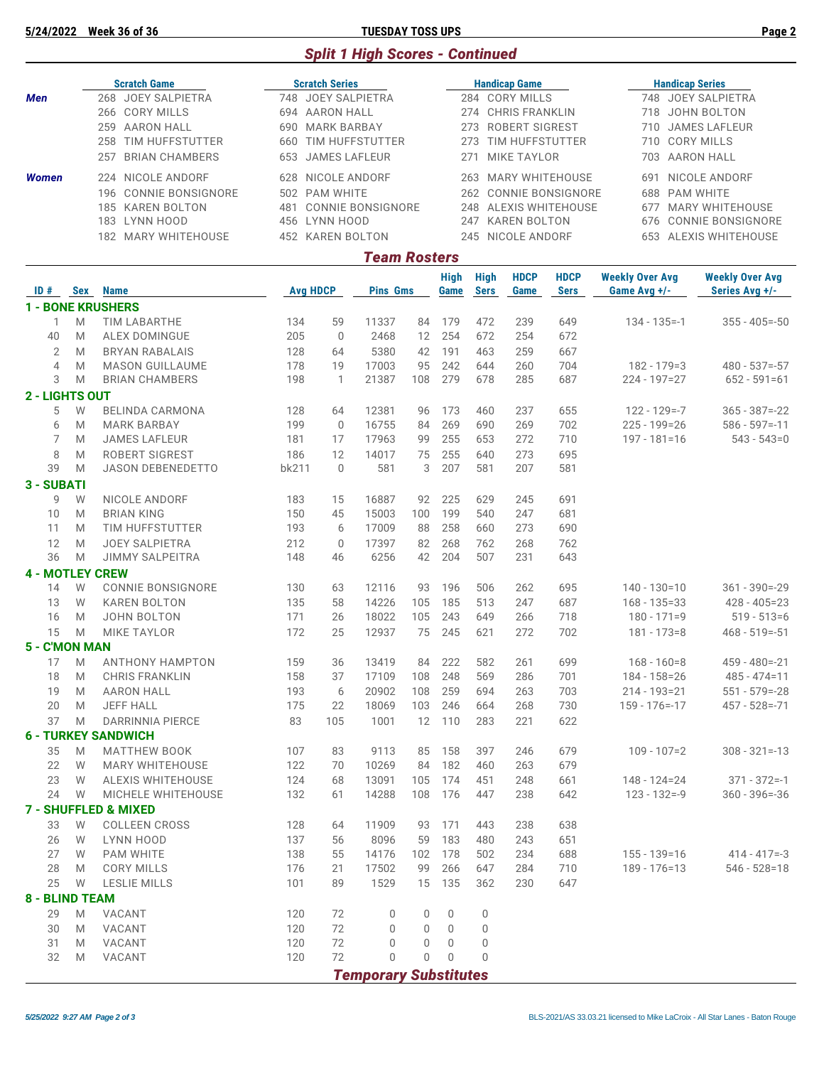## Split 1 High Scores - Continued

| | Scratch Game | Scratch Series | Handicap Game | Handicap Series |
|---|---|---|---|---|
| **Men** | 268 JOEY SALPIETRA | 748 JOEY SALPIETRA | 284 CORY MILLS | 748 JOEY SALPIETRA |
| | 266 CORY MILLS | 694 AARON HALL | 274 CHRIS FRANKLIN | 718 JOHN BOLTON |
| | 259 AARON HALL | 690 MARK BARBAY | 273 ROBERT SIGREST | 710 JAMES LAFLEUR |
| | 258 TIM HUFFSTUTTER | 660 TIM HUFFSTUTTER | 273 TIM HUFFSTUTTER | 710 CORY MILLS |
| | 257 BRIAN CHAMBERS | 653 JAMES LAFLEUR | 271 MIKE TAYLOR | 703 AARON HALL |
| **Women** | 224 NICOLE ANDORF | 628 NICOLE ANDORF | 263 MARY WHITEHOUSE | 691 NICOLE ANDORF |
| | 196 CONNIE BONSIGNORE | 502 PAM WHITE | 262 CONNIE BONSIGNORE | 688 PAM WHITE |
| | 185 KAREN BOLTON | 481 CONNIE BONSIGNORE | 248 ALEXIS WHITEHOUSE | 677 MARY WHITEHOUSE |
| | 183 LYNN HOOD | 456 LYNN HOOD | 247 KAREN BOLTON | 676 CONNIE BONSIGNORE |
| | 182 MARY WHITEHOUSE | 452 KAREN BOLTON | 245 NICOLE ANDORF | 653 ALEXIS WHITEHOUSE |

## Team Rosters

| ID # | Sex | Name | Avg | HDCP | Pins | Gms | High Game | High Sers | HDCP Game | HDCP Sers | Weekly Over Avg Game Avg +/- | Weekly Over Avg Series Avg +/- |
|---|---|---|---|---|---|---|---|---|---|---|---|---|
| **1 - BONE KRUSHERS** | | | | | | | | | | | | |
| 1 | M | TIM LABARTHE | 134 | 59 | 11337 | 84 | 179 | 472 | 239 | 649 | 134 - 135=-1 | 355 - 405=-50 |
| 40 | M | ALEX DOMINGUE | 205 | 0 | 2468 | 12 | 254 | 672 | 254 | 672 | | |
| 2 | M | BRYAN RABALAIS | 128 | 64 | 5380 | 42 | 191 | 463 | 259 | 667 | | |
| 4 | M | MASON GUILLAUME | 178 | 19 | 17003 | 95 | 242 | 644 | 260 | 704 | 182 - 179=3 | 480 - 537=-57 |
| 3 | M | BRIAN CHAMBERS | 198 | 1 | 21387 | 108 | 279 | 678 | 285 | 687 | 224 - 197=27 | 652 - 591=61 |
| **2 - LIGHTS OUT** | | | | | | | | | | | | |
| 5 | W | BELINDA CARMONA | 128 | 64 | 12381 | 96 | 173 | 460 | 237 | 655 | 122 - 129=-7 | 365 - 387=-22 |
| 6 | M | MARK BARBAY | 199 | 0 | 16755 | 84 | 269 | 690 | 269 | 702 | 225 - 199=26 | 586 - 597=-11 |
| 7 | M | JAMES LAFLEUR | 181 | 17 | 17963 | 99 | 255 | 653 | 272 | 710 | 197 - 181=16 | 543 - 543=0 |
| 8 | M | ROBERT SIGREST | 186 | 12 | 14017 | 75 | 255 | 640 | 273 | 695 | | |
| 39 | M | JASON DEBENEDETTO | bk211 | 0 | 581 | 3 | 207 | 581 | 207 | 581 | | |
| **3 - SUBATI** | | | | | | | | | | | | |
| 9 | W | NICOLE ANDORF | 183 | 15 | 16887 | 92 | 225 | 629 | 245 | 691 | | |
| 10 | M | BRIAN KING | 150 | 45 | 15003 | 100 | 199 | 540 | 247 | 681 | | |
| 11 | M | TIM HUFFSTUTTER | 193 | 6 | 17009 | 88 | 258 | 660 | 273 | 690 | | |
| 12 | M | JOEY SALPIETRA | 212 | 0 | 17397 | 82 | 268 | 762 | 268 | 762 | | |
| 36 | M | JIMMY SALPEITRA | 148 | 46 | 6256 | 42 | 204 | 507 | 231 | 643 | | |
| **4 - MOTLEY CREW** | | | | | | | | | | | | |
| 14 | W | CONNIE BONSIGNORE | 130 | 63 | 12116 | 93 | 196 | 506 | 262 | 695 | 140 - 130=10 | 361 - 390=-29 |
| 13 | W | KAREN BOLTON | 135 | 58 | 14226 | 105 | 185 | 513 | 247 | 687 | 168 - 135=33 | 428 - 405=23 |
| 16 | M | JOHN BOLTON | 171 | 26 | 18022 | 105 | 243 | 649 | 266 | 718 | 180 - 171=9 | 519 - 513=6 |
| 15 | M | MIKE TAYLOR | 172 | 25 | 12937 | 75 | 245 | 621 | 272 | 702 | 181 - 173=8 | 468 - 519=-51 |
| **5 - C'MON MAN** | | | | | | | | | | | | |
| 17 | M | ANTHONY HAMPTON | 159 | 36 | 13419 | 84 | 222 | 582 | 261 | 699 | 168 - 160=8 | 459 - 480=-21 |
| 18 | M | CHRIS FRANKLIN | 158 | 37 | 17109 | 108 | 248 | 569 | 286 | 701 | 184 - 158=26 | 485 - 474=11 |
| 19 | M | AARON HALL | 193 | 6 | 20902 | 108 | 259 | 694 | 263 | 703 | 214 - 193=21 | 551 - 579=-28 |
| 20 | M | JEFF HALL | 175 | 22 | 18069 | 103 | 246 | 664 | 268 | 730 | 159 - 176=-17 | 457 - 528=-71 |
| 37 | M | DARRINNIA PIERCE | 83 | 105 | 1001 | 12 | 110 | 283 | 221 | 622 | | |
| **6 - TURKEY SANDWICH** | | | | | | | | | | | | |
| 35 | M | MATTHEW BOOK | 107 | 83 | 9113 | 85 | 158 | 397 | 246 | 679 | 109 - 107=2 | 308 - 321=-13 |
| 22 | W | MARY WHITEHOUSE | 122 | 70 | 10269 | 84 | 182 | 460 | 263 | 679 | | |
| 23 | W | ALEXIS WHITEHOUSE | 124 | 68 | 13091 | 105 | 174 | 451 | 248 | 661 | 148 - 124=24 | 371 - 372=-1 |
| 24 | W | MICHELE WHITEHOUSE | 132 | 61 | 14288 | 108 | 176 | 447 | 238 | 642 | 123 - 132=-9 | 360 - 396=-36 |
| **7 - SHUFFLED & MIXED** | | | | | | | | | | | | |
| 33 | W | COLLEEN CROSS | 128 | 64 | 11909 | 93 | 171 | 443 | 238 | 638 | | |
| 26 | W | LYNN HOOD | 137 | 56 | 8096 | 59 | 183 | 480 | 243 | 651 | | |
| 27 | W | PAM WHITE | 138 | 55 | 14176 | 102 | 178 | 502 | 234 | 688 | 155 - 139=16 | 414 - 417=-3 |
| 28 | M | CORY MILLS | 176 | 21 | 17502 | 99 | 266 | 647 | 284 | 710 | 189 - 176=13 | 546 - 528=18 |
| 25 | W | LESLIE MILLS | 101 | 89 | 1529 | 15 | 135 | 362 | 230 | 647 | | |
| **8 - BLIND TEAM** | | | | | | | | | | | | |
| 29 | M | VACANT | 120 | 72 | 0 | 0 | 0 | 0 | | | | |
| 30 | M | VACANT | 120 | 72 | 0 | 0 | 0 | 0 | | | | |
| 31 | M | VACANT | 120 | 72 | 0 | 0 | 0 | 0 | | | | |
| 32 | M | VACANT | 120 | 72 | 0 | 0 | 0 | 0 | | | | |

## Temporary Substitutes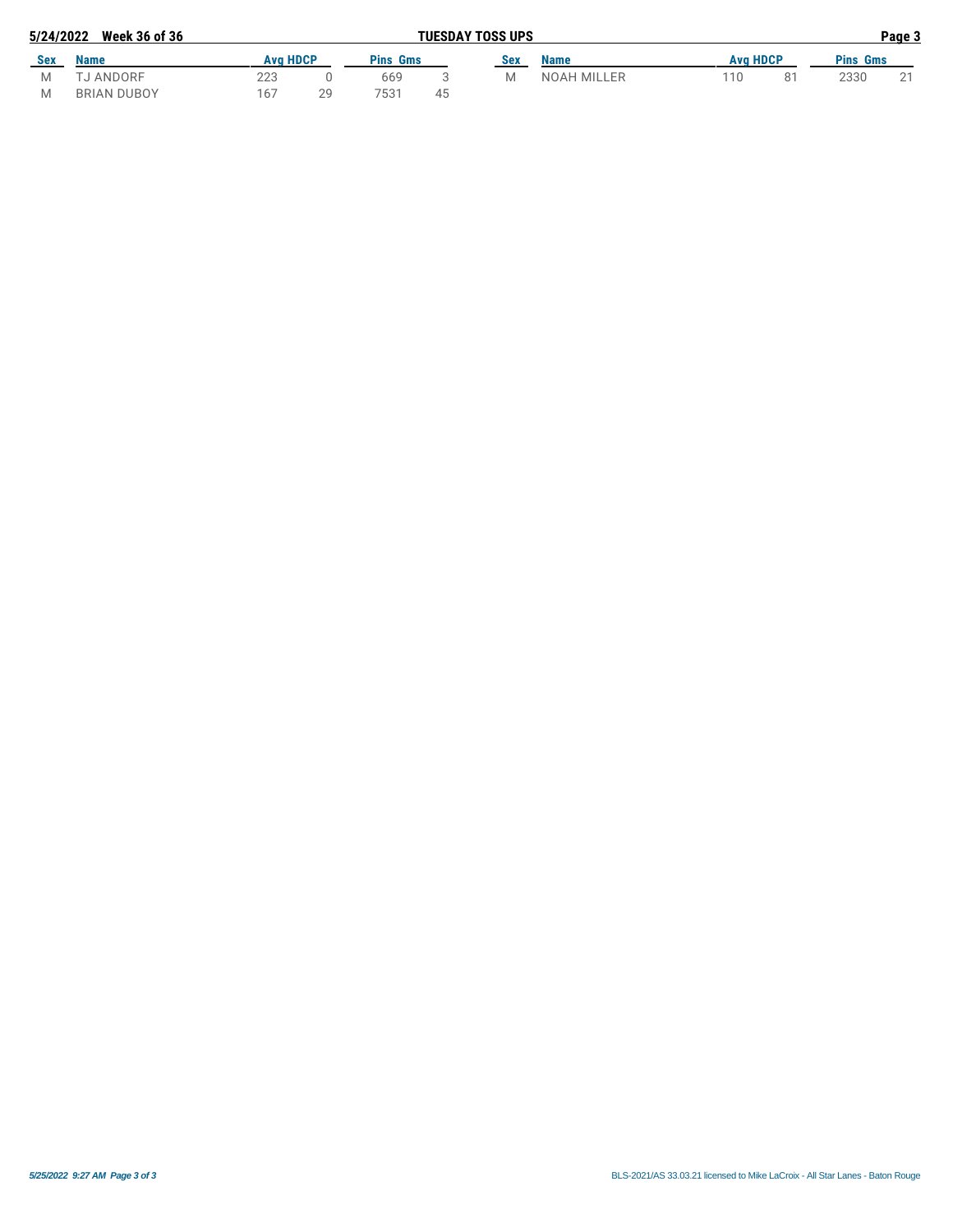| Sex | Name | Avg | HDCP | Pins | Gms | Sex | Name | Avg | HDCP | Pins | Gms |
|---|---|---|---|---|---|---|---|---|---|---|---|
| M | TJ ANDORF | 223 | 0 | 669 | 3 | M | NOAH MILLER | 110 | 81 | 2330 | 21 |
| M | BRIAN DUBOY | 167 | 29 | 7531 | 45 | | | | | | |